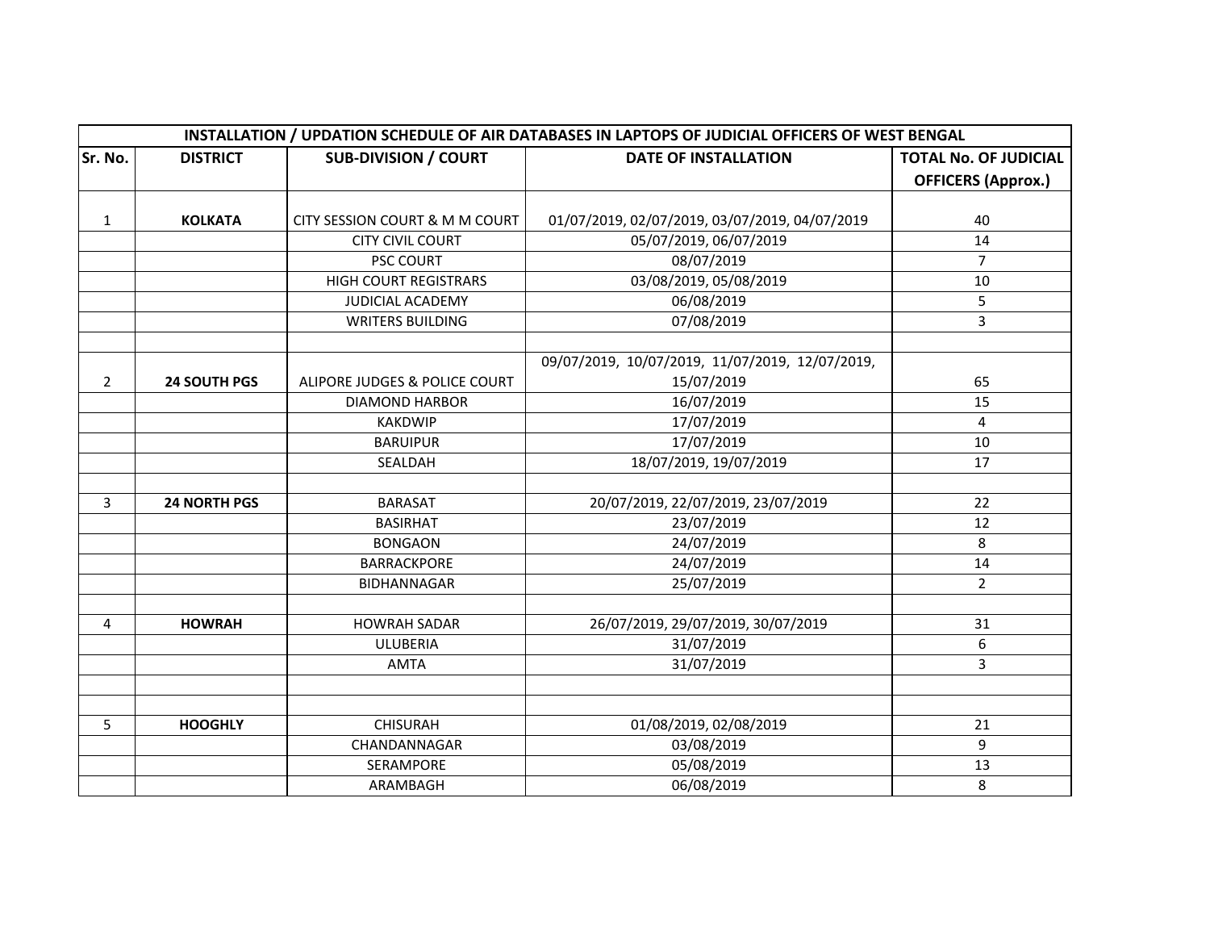| INSTALLATION / UPDATION SCHEDULE OF AIR DATABASES IN LAPTOPS OF JUDICIAL OFFICERS OF WEST BENGAL | | | | |
|---|---|---|---|---|
| **Sr. No.** | **DISTRICT** | **SUB-DIVISION / COURT** | **DATE OF INSTALLATION** | **TOTAL No. OF JUDICIAL OFFICERS (Approx.)** |
| 1 | **KOLKATA** | CITY SESSION COURT & M M COURT | 01/07/2019, 02/07/2019, 03/07/2019, 04/07/2019 | 40 |
| | | CITY CIVIL COURT | 05/07/2019, 06/07/2019 | 14 |
| | | PSC COURT | 08/07/2019 | 7 |
| | | HIGH COURT REGISTRARS | 03/08/2019, 05/08/2019 | 10 |
| | | JUDICIAL ACADEMY | 06/08/2019 | 5 |
| | | WRITERS BUILDING | 07/08/2019 | 3 |
| | | | | |
| 2 | **24 SOUTH PGS** | ALIPORE JUDGES & POLICE COURT | 09/07/2019, 10/07/2019, 11/07/2019, 12/07/2019, 15/07/2019 | 65 |
| | | DIAMOND HARBOR | 16/07/2019 | 15 |
| | | KAKDWIP | 17/07/2019 | 4 |
| | | BARUIPUR | 17/07/2019 | 10 |
| | | SEALDAH | 18/07/2019, 19/07/2019 | 17 |
| | | | | |
| 3 | **24 NORTH PGS** | BARASAT | 20/07/2019, 22/07/2019, 23/07/2019 | 22 |
| | | BASIRHAT | 23/07/2019 | 12 |
| | | BONGAON | 24/07/2019 | 8 |
| | | BARRACKPORE | 24/07/2019 | 14 |
| | | BIDHANNAGAR | 25/07/2019 | 2 |
| | | | | |
| 4 | **HOWRAH** | HOWRAH SADAR | 26/07/2019, 29/07/2019, 30/07/2019 | 31 |
| | | ULUBERIA | 31/07/2019 | 6 |
| | | AMTA | 31/07/2019 | 3 |
| | | | | |
| | | | | |
| 5 | **HOOGHLY** | CHISURAH | 01/08/2019, 02/08/2019 | 21 |
| | | CHANDANNAGAR | 03/08/2019 | 9 |
| | | SERAMPORE | 05/08/2019 | 13 |
| | | ARAMBAGH | 06/08/2019 | 8 |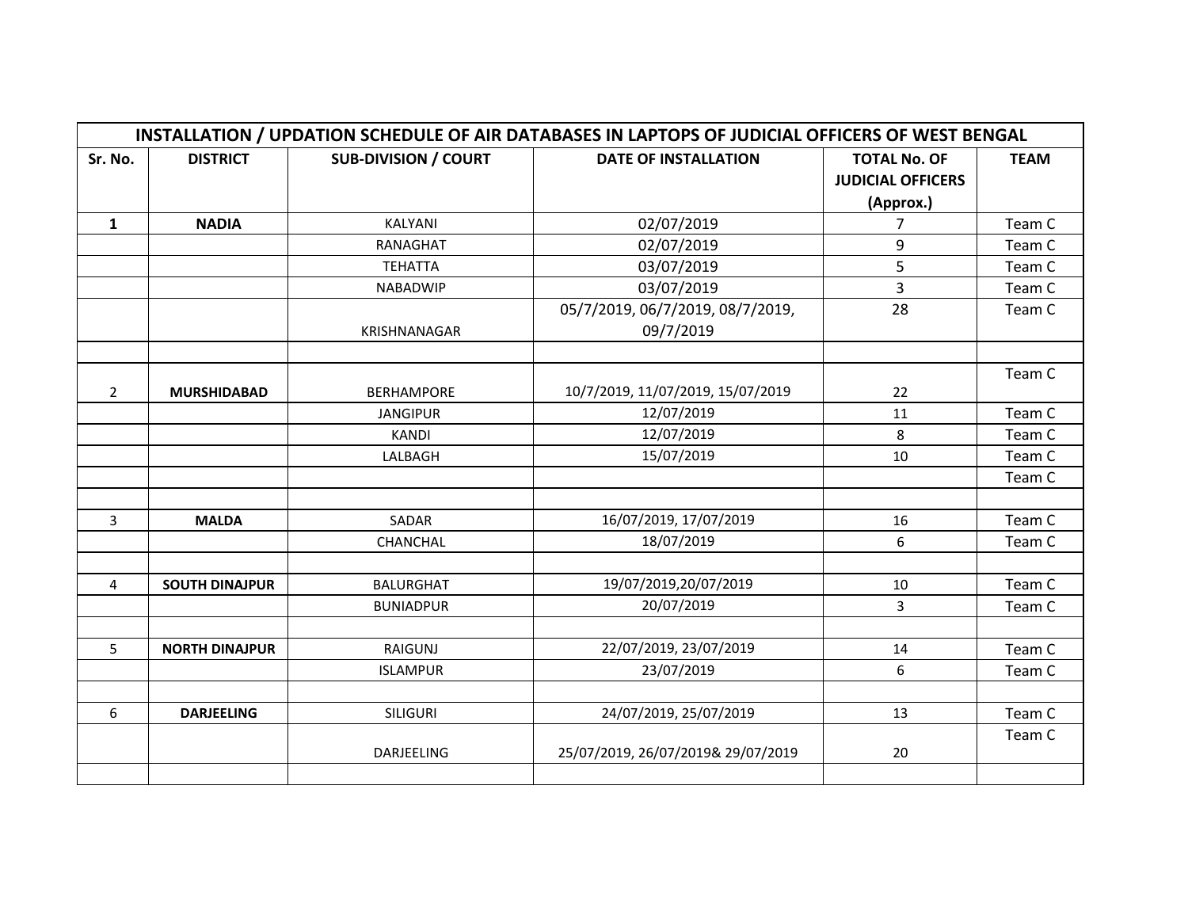| INSTALLATION / UPDATION SCHEDULE OF AIR DATABASES IN LAPTOPS OF JUDICIAL OFFICERS OF WEST BENGAL | | | | | |
|---|---|---|---|---|---|
| **Sr. No.** | **DISTRICT** | **SUB-DIVISION / COURT** | **DATE OF INSTALLATION** | **TOTAL No. OF JUDICIAL OFFICERS (Approx.)** | **TEAM** |
| **1** | **NADIA** | KALYANI | 02/07/2019 | 7 | Team C |
| | | RANAGHAT | 02/07/2019 | 9 | Team C |
| | | TEHATTA | 03/07/2019 | 5 | Team C |
| | | NABADWIP | 03/07/2019 | 3 | Team C |
| | | KRISHNANAGAR | 05/7/2019, 06/7/2019, 08/7/2019, 09/7/2019 | 28 | Team C |
| | | | | | |
| 2 | **MURSHIDABAD** | BERHAMPORE | 10/7/2019, 11/07/2019, 15/07/2019 | 22 | Team C |
| | | JANGIPUR | 12/07/2019 | 11 | Team C |
| | | KANDI | 12/07/2019 | 8 | Team C |
| | | LALBAGH | 15/07/2019 | 10 | Team C |
| | | | | | Team C |
| | | | | | |
| 3 | **MALDA** | SADAR | 16/07/2019, 17/07/2019 | 16 | Team C |
| | | CHANCHAL | 18/07/2019 | 6 | Team C |
| | | | | | |
| 4 | **SOUTH DINAJPUR** | BALURGHAT | 19/07/2019,20/07/2019 | 10 | Team C |
| | | BUNIADPUR | 20/07/2019 | 3 | Team C |
| | | | | | |
| 5 | **NORTH DINAJPUR** | RAIGUNJ | 22/07/2019, 23/07/2019 | 14 | Team C |
| | | ISLAMPUR | 23/07/2019 | 6 | Team C |
| | | | | | |
| 6 | **DARJEELING** | SILIGURI | 24/07/2019, 25/07/2019 | 13 | Team C |
| | | DARJEELING | 25/07/2019, 26/07/2019& 29/07/2019 | 20 | Team C |
| | | | | | |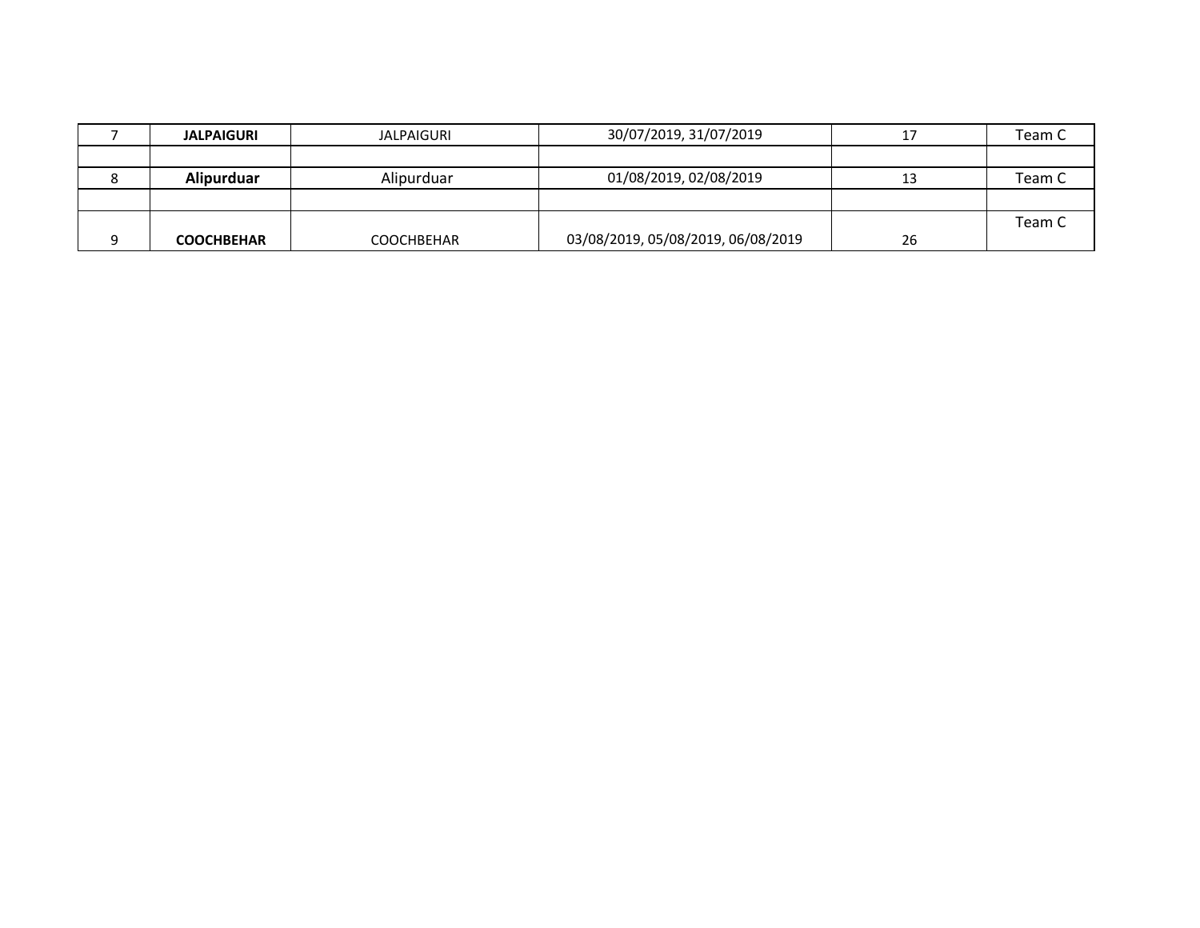| | | | | | |
|---|---|---|---|---|---|
| 7 | **JALPAIGURI** | JALPAIGURI | 30/07/2019, 31/07/2019 | 17 | Team C |
| | | | | | |
| 8 | **Alipurduar** | Alipurduar | 01/08/2019, 02/08/2019 | 13 | Team C |
| | | | | | |
| 9 | **COOCHBEHAR** | COOCHBEHAR | 03/08/2019, 05/08/2019, 06/08/2019 | 26 | Team C |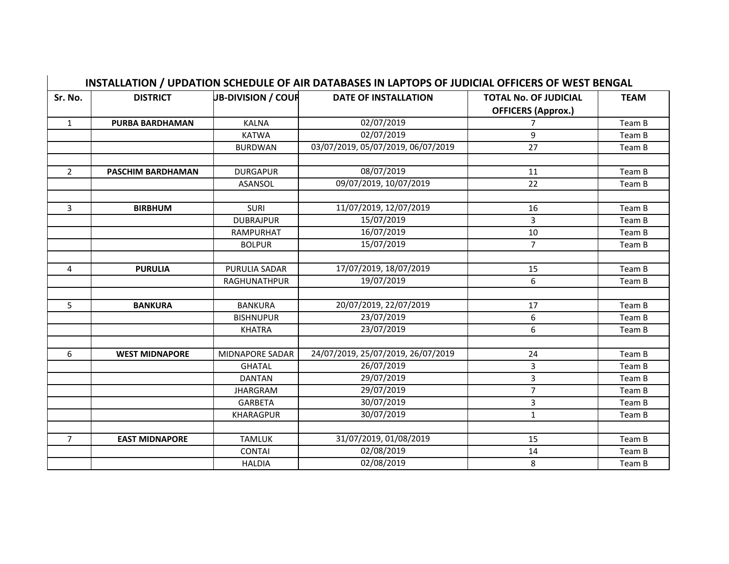## INSTALLATION / UPDATION SCHEDULE OF AIR DATABASES IN LAPTOPS OF JUDICIAL OFFICERS OF WEST BENGAL

| Sr. No. | DISTRICT | UB-DIVISION / COUR | DATE OF INSTALLATION | TOTAL No. OF JUDICIAL OFFICERS (Approx.) | TEAM |
|---|---|---|---|---|---|
| 1 | **PURBA BARDHAMAN** | KALNA | 02/07/2019 | 7 | Team B |
| | | KATWA | 02/07/2019 | 9 | Team B |
| | | BURDWAN | 03/07/2019, 05/07/2019, 06/07/2019 | 27 | Team B |
| | | | | | |
| 2 | **PASCHIM BARDHAMAN** | DURGAPUR | 08/07/2019 | 11 | Team B |
| | | ASANSOL | 09/07/2019, 10/07/2019 | 22 | Team B |
| | | | | | |
| 3 | **BIRBHUM** | SURI | 11/07/2019, 12/07/2019 | 16 | Team B |
| | | DUBRAJPUR | 15/07/2019 | 3 | Team B |
| | | RAMPURHAT | 16/07/2019 | 10 | Team B |
| | | BOLPUR | 15/07/2019 | 7 | Team B |
| | | | | | |
| 4 | **PURULIA** | PURULIA SADAR | 17/07/2019, 18/07/2019 | 15 | Team B |
| | | RAGHUNATHPUR | 19/07/2019 | 6 | Team B |
| | | | | | |
| 5 | **BANKURA** | BANKURA | 20/07/2019, 22/07/2019 | 17 | Team B |
| | | BISHNUPUR | 23/07/2019 | 6 | Team B |
| | | KHATRA | 23/07/2019 | 6 | Team B |
| | | | | | |
| 6 | **WEST MIDNAPORE** | MIDNAPORE SADAR | 24/07/2019, 25/07/2019, 26/07/2019 | 24 | Team B |
| | | GHATAL | 26/07/2019 | 3 | Team B |
| | | DANTAN | 29/07/2019 | 3 | Team B |
| | | JHARGRAM | 29/07/2019 | 7 | Team B |
| | | GARBETA | 30/07/2019 | 3 | Team B |
| | | KHARAGPUR | 30/07/2019 | 1 | Team B |
| | | | | | |
| 7 | **EAST MIDNAPORE** | TAMLUK | 31/07/2019, 01/08/2019 | 15 | Team B |
| | | CONTAI | 02/08/2019 | 14 | Team B |
| | | HALDIA | 02/08/2019 | 8 | Team B |